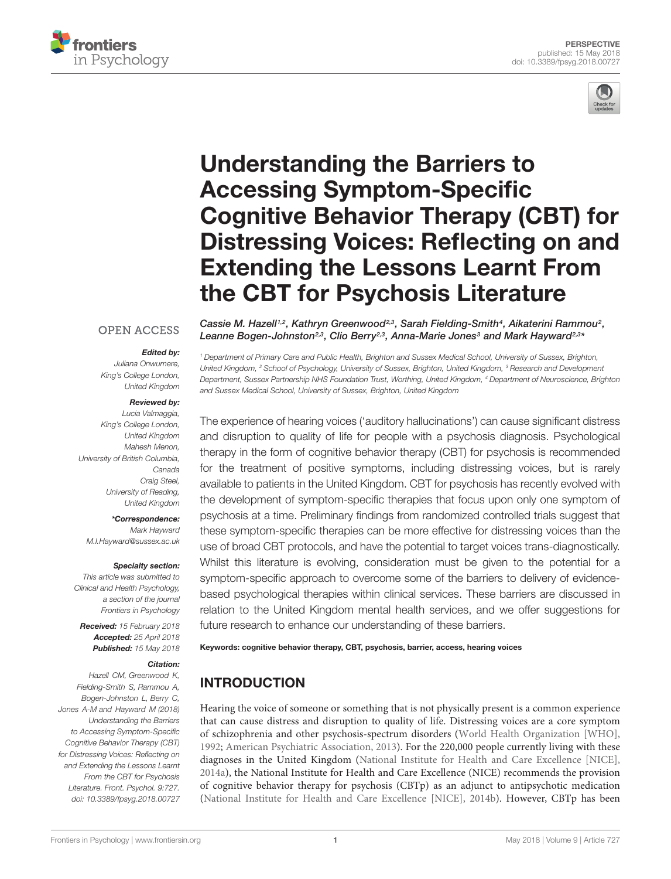PERSPECTIVE
published: 15 May 2018
doi: 10.3389/fpsyg.2018.00727

# Understanding the Barriers to Accessing Symptom-Specific Cognitive Behavior Therapy (CBT) for Distressing Voices: Reflecting on and Extending the Lessons Learnt From the CBT for Psychosis Literature

*Cassie M. Hazell[1,2], Kathryn Greenwood[2,3], Sarah Fielding-Smith[4], Aikaterini Rammou[2], Leanne Bogen-Johnston[2,3], Clio Berry[2,3], Anna-Marie Jones[3] and Mark Hayward[2,3]**

[1] Department of Primary Care and Public Health, Brighton and Sussex Medical School, University of Sussex, Brighton, United Kingdom, [2] School of Psychology, University of Sussex, Brighton, United Kingdom, [3] Research and Development Department, Sussex Partnership NHS Foundation Trust, Worthing, United Kingdom, [4] Department of Neuroscience, Brighton and Sussex Medical School, University of Sussex, Brighton, United Kingdom

OPEN ACCESS

**Edited by:**
*Juliana Onwumere, King's College London, United Kingdom*

**Reviewed by:**
*Lucia Valmaggia, King's College London, United Kingdom*
*Mahesh Menon, University of British Columbia, Canada*
*Craig Steel, University of Reading, United Kingdom*

***Correspondence:**
*Mark Hayward*
*M.I.Hayward@sussex.ac.uk*

**Specialty section:**
*This article was submitted to Clinical and Health Psychology, a section of the journal Frontiers in Psychology*

**Received:** *15 February 2018*
**Accepted:** *25 April 2018*
**Published:** *15 May 2018*

**Citation:**
*Hazell CM, Greenwood K, Fielding-Smith S, Rammou A, Bogen-Johnston L, Berry C, Jones A-M and Hayward M (2018) Understanding the Barriers to Accessing Symptom-Specific Cognitive Behavior Therapy (CBT) for Distressing Voices: Reflecting on and Extending the Lessons Learnt From the CBT for Psychosis Literature. Front. Psychol. 9:727. doi: 10.3389/fpsyg.2018.00727*

The experience of hearing voices ('auditory hallucinations') can cause significant distress and disruption to quality of life for people with a psychosis diagnosis. Psychological therapy in the form of cognitive behavior therapy (CBT) for psychosis is recommended for the treatment of positive symptoms, including distressing voices, but is rarely available to patients in the United Kingdom. CBT for psychosis has recently evolved with the development of symptom-specific therapies that focus upon only one symptom of psychosis at a time. Preliminary findings from randomized controlled trials suggest that these symptom-specific therapies can be more effective for distressing voices than the use of broad CBT protocols, and have the potential to target voices trans-diagnostically. Whilst this literature is evolving, consideration must be given to the potential for a symptom-specific approach to overcome some of the barriers to delivery of evidence-based psychological therapies within clinical services. These barriers are discussed in relation to the United Kingdom mental health services, and we offer suggestions for future research to enhance our understanding of these barriers.

**Keywords:** cognitive behavior therapy, CBT, psychosis, barrier, access, hearing voices

## INTRODUCTION

Hearing the voice of someone or something that is not physically present is a common experience that can cause distress and disruption to quality of life. Distressing voices are a core symptom of schizophrenia and other psychosis-spectrum disorders (World Health Organization [WHO], 1992; American Psychiatric Association, 2013). For the 220,000 people currently living with these diagnoses in the United Kingdom (National Institute for Health and Care Excellence [NICE], 2014a), the National Institute for Health and Care Excellence (NICE) recommends the provision of cognitive behavior therapy for psychosis (CBTp) as an adjunct to antipsychotic medication (National Institute for Health and Care Excellence [NICE], 2014b). However, CBTp has been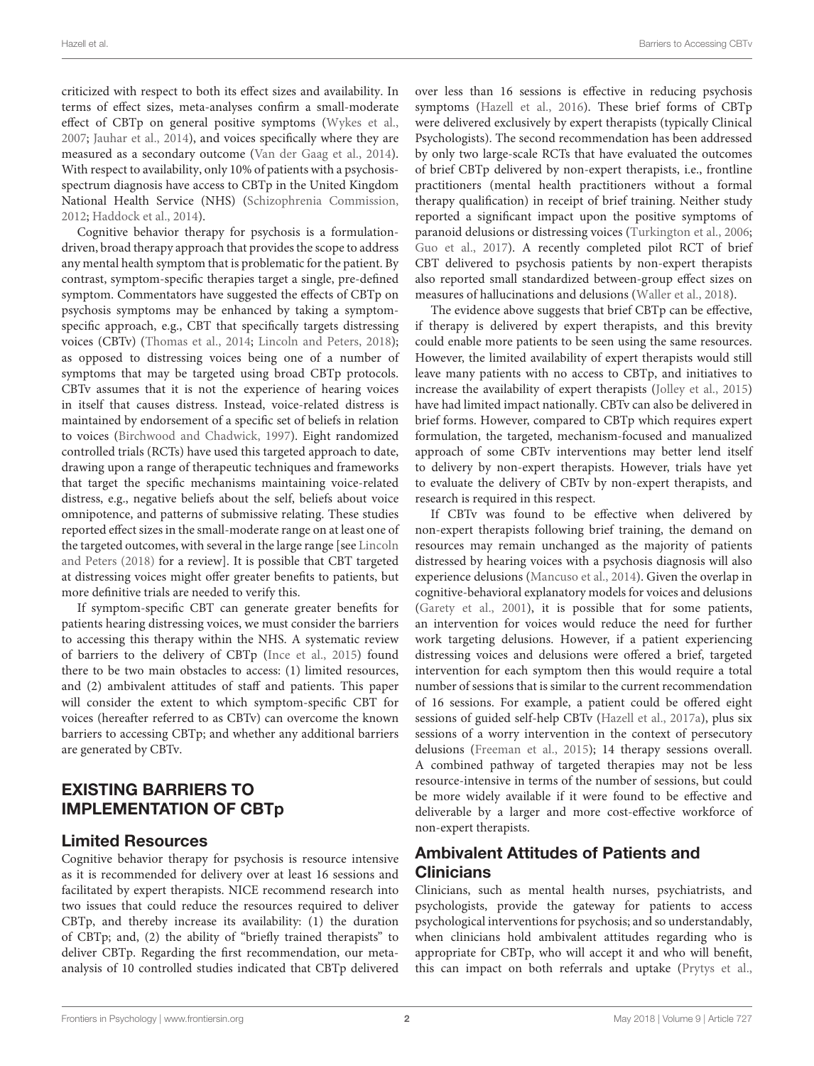criticized with respect to both its effect sizes and availability. In terms of effect sizes, meta-analyses confirm a small-moderate effect of CBTp on general positive symptoms (Wykes et al., 2007; Jauhar et al., 2014), and voices specifically where they are measured as a secondary outcome (Van der Gaag et al., 2014). With respect to availability, only 10% of patients with a psychosis-spectrum diagnosis have access to CBTp in the United Kingdom National Health Service (NHS) (Schizophrenia Commission, 2012; Haddock et al., 2014).

Cognitive behavior therapy for psychosis is a formulation-driven, broad therapy approach that provides the scope to address any mental health symptom that is problematic for the patient. By contrast, symptom-specific therapies target a single, pre-defined symptom. Commentators have suggested the effects of CBTp on psychosis symptoms may be enhanced by taking a symptom-specific approach, e.g., CBT that specifically targets distressing voices (CBTv) (Thomas et al., 2014; Lincoln and Peters, 2018); as opposed to distressing voices being one of a number of symptoms that may be targeted using broad CBTp protocols. CBTv assumes that it is not the experience of hearing voices in itself that causes distress. Instead, voice-related distress is maintained by endorsement of a specific set of beliefs in relation to voices (Birchwood and Chadwick, 1997). Eight randomized controlled trials (RCTs) have used this targeted approach to date, drawing upon a range of therapeutic techniques and frameworks that target the specific mechanisms maintaining voice-related distress, e.g., negative beliefs about the self, beliefs about voice omnipotence, and patterns of submissive relating. These studies reported effect sizes in the small-moderate range on at least one of the targeted outcomes, with several in the large range [see Lincoln and Peters (2018) for a review]. It is possible that CBT targeted at distressing voices might offer greater benefits to patients, but more definitive trials are needed to verify this.

If symptom-specific CBT can generate greater benefits for patients hearing distressing voices, we must consider the barriers to accessing this therapy within the NHS. A systematic review of barriers to the delivery of CBTp (Ince et al., 2015) found there to be two main obstacles to access: (1) limited resources, and (2) ambivalent attitudes of staff and patients. This paper will consider the extent to which symptom-specific CBT for voices (hereafter referred to as CBTv) can overcome the known barriers to accessing CBTp; and whether any additional barriers are generated by CBTv.

## EXISTING BARRIERS TO IMPLEMENTATION OF CBTp

### Limited Resources

Cognitive behavior therapy for psychosis is resource intensive as it is recommended for delivery over at least 16 sessions and facilitated by expert therapists. NICE recommend research into two issues that could reduce the resources required to deliver CBTp, and thereby increase its availability: (1) the duration of CBTp; and, (2) the ability of "briefly trained therapists" to deliver CBTp. Regarding the first recommendation, our meta-analysis of 10 controlled studies indicated that CBTp delivered over less than 16 sessions is effective in reducing psychosis symptoms (Hazell et al., 2016). These brief forms of CBTp were delivered exclusively by expert therapists (typically Clinical Psychologists). The second recommendation has been addressed by only two large-scale RCTs that have evaluated the outcomes of brief CBTp delivered by non-expert therapists, i.e., frontline practitioners (mental health practitioners without a formal therapy qualification) in receipt of brief training. Neither study reported a significant impact upon the positive symptoms of paranoid delusions or distressing voices (Turkington et al., 2006; Guo et al., 2017). A recently completed pilot RCT of brief CBT delivered to psychosis patients by non-expert therapists also reported small standardized between-group effect sizes on measures of hallucinations and delusions (Waller et al., 2018).

The evidence above suggests that brief CBTp can be effective, if therapy is delivered by expert therapists, and this brevity could enable more patients to be seen using the same resources. However, the limited availability of expert therapists would still leave many patients with no access to CBTp, and initiatives to increase the availability of expert therapists (Jolley et al., 2015) have had limited impact nationally. CBTv can also be delivered in brief forms. However, compared to CBTp which requires expert formulation, the targeted, mechanism-focused and manualized approach of some CBTv interventions may better lend itself to delivery by non-expert therapists. However, trials have yet to evaluate the delivery of CBTv by non-expert therapists, and research is required in this respect.

If CBTv was found to be effective when delivered by non-expert therapists following brief training, the demand on resources may remain unchanged as the majority of patients distressed by hearing voices with a psychosis diagnosis will also experience delusions (Mancuso et al., 2014). Given the overlap in cognitive-behavioral explanatory models for voices and delusions (Garety et al., 2001), it is possible that for some patients, an intervention for voices would reduce the need for further work targeting delusions. However, if a patient experiencing distressing voices and delusions were offered a brief, targeted intervention for each symptom then this would require a total number of sessions that is similar to the current recommendation of 16 sessions. For example, a patient could be offered eight sessions of guided self-help CBTv (Hazell et al., 2017a), plus six sessions of a worry intervention in the context of persecutory delusions (Freeman et al., 2015); 14 therapy sessions overall. A combined pathway of targeted therapies may not be less resource-intensive in terms of the number of sessions, but could be more widely available if it were found to be effective and deliverable by a larger and more cost-effective workforce of non-expert therapists.

### Ambivalent Attitudes of Patients and Clinicians

Clinicians, such as mental health nurses, psychiatrists, and psychologists, provide the gateway for patients to access psychological interventions for psychosis; and so understandably, when clinicians hold ambivalent attitudes regarding who is appropriate for CBTp, who will accept it and who will benefit, this can impact on both referrals and uptake (Prytys et al.,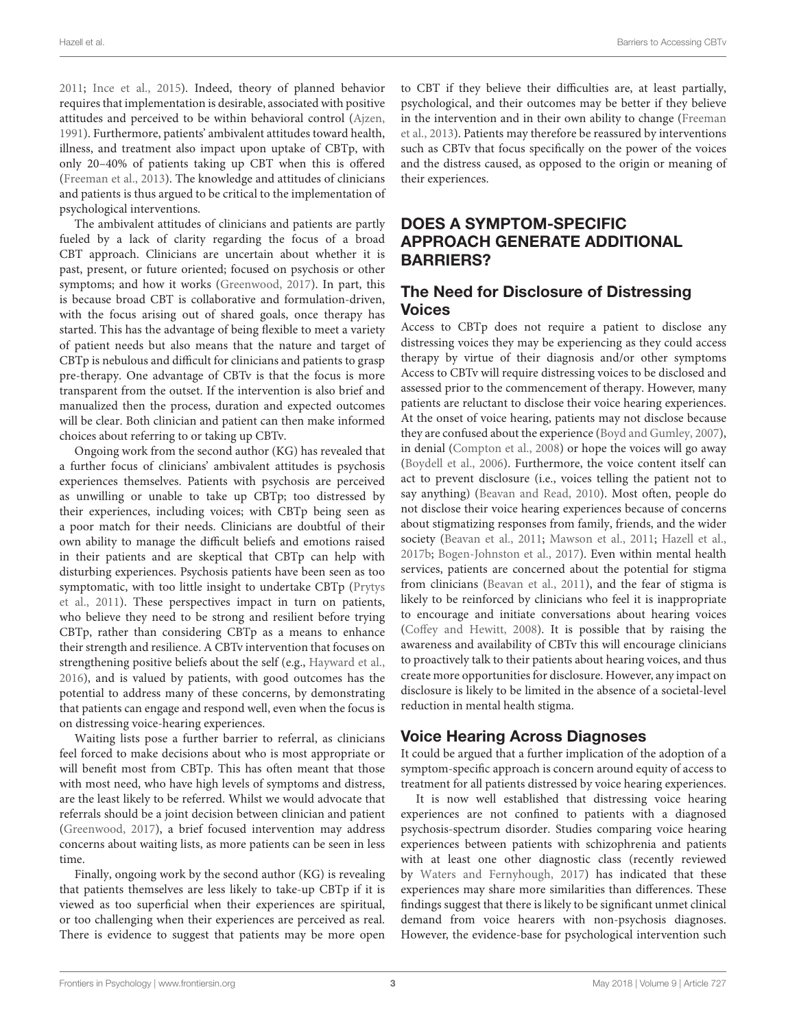2011; Ince et al., 2015). Indeed, theory of planned behavior requires that implementation is desirable, associated with positive attitudes and perceived to be within behavioral control (Ajzen, 1991). Furthermore, patients' ambivalent attitudes toward health, illness, and treatment also impact upon uptake of CBTp, with only 20–40% of patients taking up CBT when this is offered (Freeman et al., 2013). The knowledge and attitudes of clinicians and patients is thus argued to be critical to the implementation of psychological interventions.

The ambivalent attitudes of clinicians and patients are partly fueled by a lack of clarity regarding the focus of a broad CBT approach. Clinicians are uncertain about whether it is past, present, or future oriented; focused on psychosis or other symptoms; and how it works (Greenwood, 2017). In part, this is because broad CBT is collaborative and formulation-driven, with the focus arising out of shared goals, once therapy has started. This has the advantage of being flexible to meet a variety of patient needs but also means that the nature and target of CBTp is nebulous and difficult for clinicians and patients to grasp pre-therapy. One advantage of CBTv is that the focus is more transparent from the outset. If the intervention is also brief and manualized then the process, duration and expected outcomes will be clear. Both clinician and patient can then make informed choices about referring to or taking up CBTv.

Ongoing work from the second author (KG) has revealed that a further focus of clinicians' ambivalent attitudes is psychosis experiences themselves. Patients with psychosis are perceived as unwilling or unable to take up CBTp; too distressed by their experiences, including voices; with CBTp being seen as a poor match for their needs. Clinicians are doubtful of their own ability to manage the difficult beliefs and emotions raised in their patients and are skeptical that CBTp can help with disturbing experiences. Psychosis patients have been seen as too symptomatic, with too little insight to undertake CBTp (Prytys et al., 2011). These perspectives impact in turn on patients, who believe they need to be strong and resilient before trying CBTp, rather than considering CBTp as a means to enhance their strength and resilience. A CBTv intervention that focuses on strengthening positive beliefs about the self (e.g., Hayward et al., 2016), and is valued by patients, with good outcomes has the potential to address many of these concerns, by demonstrating that patients can engage and respond well, even when the focus is on distressing voice-hearing experiences.

Waiting lists pose a further barrier to referral, as clinicians feel forced to make decisions about who is most appropriate or will benefit most from CBTp. This has often meant that those with most need, who have high levels of symptoms and distress, are the least likely to be referred. Whilst we would advocate that referrals should be a joint decision between clinician and patient (Greenwood, 2017), a brief focused intervention may address concerns about waiting lists, as more patients can be seen in less time.

Finally, ongoing work by the second author (KG) is revealing that patients themselves are less likely to take-up CBTp if it is viewed as too superficial when their experiences are spiritual, or too challenging when their experiences are perceived as real. There is evidence to suggest that patients may be more open to CBT if they believe their difficulties are, at least partially, psychological, and their outcomes may be better if they believe in the intervention and in their own ability to change (Freeman et al., 2013). Patients may therefore be reassured by interventions such as CBTv that focus specifically on the power of the voices and the distress caused, as opposed to the origin or meaning of their experiences.

# DOES A SYMPTOM-SPECIFIC APPROACH GENERATE ADDITIONAL BARRIERS?

## The Need for Disclosure of Distressing Voices

Access to CBTp does not require a patient to disclose any distressing voices they may be experiencing as they could access therapy by virtue of their diagnosis and/or other symptoms Access to CBTv will require distressing voices to be disclosed and assessed prior to the commencement of therapy. However, many patients are reluctant to disclose their voice hearing experiences. At the onset of voice hearing, patients may not disclose because they are confused about the experience (Boyd and Gumley, 2007), in denial (Compton et al., 2008) or hope the voices will go away (Boydell et al., 2006). Furthermore, the voice content itself can act to prevent disclosure (i.e., voices telling the patient not to say anything) (Beavan and Read, 2010). Most often, people do not disclose their voice hearing experiences because of concerns about stigmatizing responses from family, friends, and the wider society (Beavan et al., 2011; Mawson et al., 2011; Hazell et al., 2017b; Bogen-Johnston et al., 2017). Even within mental health services, patients are concerned about the potential for stigma from clinicians (Beavan et al., 2011), and the fear of stigma is likely to be reinforced by clinicians who feel it is inappropriate to encourage and initiate conversations about hearing voices (Coffey and Hewitt, 2008). It is possible that by raising the awareness and availability of CBTv this will encourage clinicians to proactively talk to their patients about hearing voices, and thus create more opportunities for disclosure. However, any impact on disclosure is likely to be limited in the absence of a societal-level reduction in mental health stigma.

## Voice Hearing Across Diagnoses

It could be argued that a further implication of the adoption of a symptom-specific approach is concern around equity of access to treatment for all patients distressed by voice hearing experiences.

It is now well established that distressing voice hearing experiences are not confined to patients with a diagnosed psychosis-spectrum disorder. Studies comparing voice hearing experiences between patients with schizophrenia and patients with at least one other diagnostic class (recently reviewed by Waters and Fernyhough, 2017) has indicated that these experiences may share more similarities than differences. These findings suggest that there is likely to be significant unmet clinical demand from voice hearers with non-psychosis diagnoses. However, the evidence-base for psychological intervention such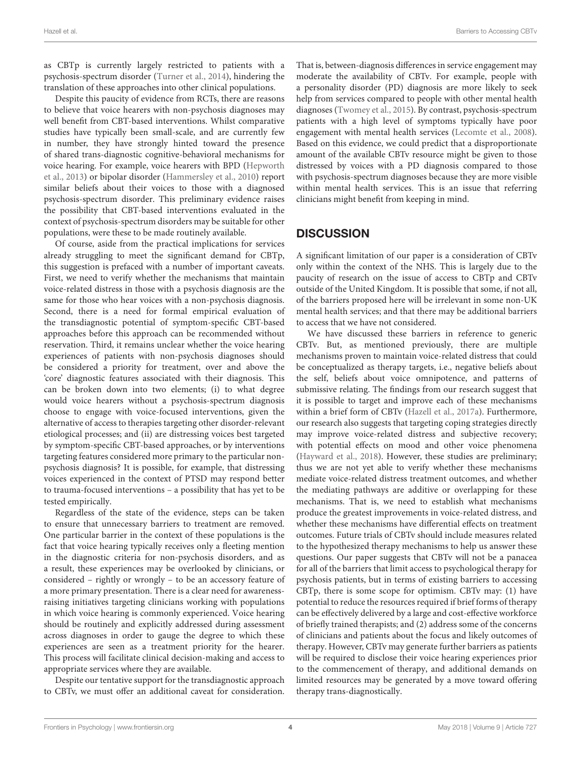as CBTp is currently largely restricted to patients with a psychosis-spectrum disorder (Turner et al., 2014), hindering the translation of these approaches into other clinical populations.

Despite this paucity of evidence from RCTs, there are reasons to believe that voice hearers with non-psychosis diagnoses may well benefit from CBT-based interventions. Whilst comparative studies have typically been small-scale, and are currently few in number, they have strongly hinted toward the presence of shared trans-diagnostic cognitive-behavioral mechanisms for voice hearing. For example, voice hearers with BPD (Hepworth et al., 2013) or bipolar disorder (Hammersley et al., 2010) report similar beliefs about their voices to those with a diagnosed psychosis-spectrum disorder. This preliminary evidence raises the possibility that CBT-based interventions evaluated in the context of psychosis-spectrum disorders may be suitable for other populations, were these to be made routinely available.

Of course, aside from the practical implications for services already struggling to meet the significant demand for CBTp, this suggestion is prefaced with a number of important caveats. First, we need to verify whether the mechanisms that maintain voice-related distress in those with a psychosis diagnosis are the same for those who hear voices with a non-psychosis diagnosis. Second, there is a need for formal empirical evaluation of the transdiagnostic potential of symptom-specific CBT-based approaches before this approach can be recommended without reservation. Third, it remains unclear whether the voice hearing experiences of patients with non-psychosis diagnoses should be considered a priority for treatment, over and above the 'core' diagnostic features associated with their diagnosis. This can be broken down into two elements; (i) to what degree would voice hearers without a psychosis-spectrum diagnosis choose to engage with voice-focused interventions, given the alternative of access to therapies targeting other disorder-relevant etiological processes; and (ii) are distressing voices best targeted by symptom-specific CBT-based approaches, or by interventions targeting features considered more primary to the particular non-psychosis diagnosis? It is possible, for example, that distressing voices experienced in the context of PTSD may respond better to trauma-focused interventions – a possibility that has yet to be tested empirically.

Regardless of the state of the evidence, steps can be taken to ensure that unnecessary barriers to treatment are removed. One particular barrier in the context of these populations is the fact that voice hearing typically receives only a fleeting mention in the diagnostic criteria for non-psychosis disorders, and as a result, these experiences may be overlooked by clinicians, or considered – rightly or wrongly – to be an accessory feature of a more primary presentation. There is a clear need for awareness-raising initiatives targeting clinicians working with populations in which voice hearing is commonly experienced. Voice hearing should be routinely and explicitly addressed during assessment across diagnoses in order to gauge the degree to which these experiences are seen as a treatment priority for the hearer. This process will facilitate clinical decision-making and access to appropriate services where they are available.

Despite our tentative support for the transdiagnostic approach to CBTv, we must offer an additional caveat for consideration. That is, between-diagnosis differences in service engagement may moderate the availability of CBTv. For example, people with a personality disorder (PD) diagnosis are more likely to seek help from services compared to people with other mental health diagnoses (Twomey et al., 2015). By contrast, psychosis-spectrum patients with a high level of symptoms typically have poor engagement with mental health services (Lecomte et al., 2008). Based on this evidence, we could predict that a disproportionate amount of the available CBTv resource might be given to those distressed by voices with a PD diagnosis compared to those with psychosis-spectrum diagnoses because they are more visible within mental health services. This is an issue that referring clinicians might benefit from keeping in mind.

## DISCUSSION

A significant limitation of our paper is a consideration of CBTv only within the context of the NHS. This is largely due to the paucity of research on the issue of access to CBTp and CBTv outside of the United Kingdom. It is possible that some, if not all, of the barriers proposed here will be irrelevant in some non-UK mental health services; and that there may be additional barriers to access that we have not considered.

We have discussed these barriers in reference to generic CBTv. But, as mentioned previously, there are multiple mechanisms proven to maintain voice-related distress that could be conceptualized as therapy targets, i.e., negative beliefs about the self, beliefs about voice omnipotence, and patterns of submissive relating. The findings from our research suggest that it is possible to target and improve each of these mechanisms within a brief form of CBTv (Hazell et al., 2017a). Furthermore, our research also suggests that targeting coping strategies directly may improve voice-related distress and subjective recovery; with potential effects on mood and other voice phenomena (Hayward et al., 2018). However, these studies are preliminary; thus we are not yet able to verify whether these mechanisms mediate voice-related distress treatment outcomes, and whether the mediating pathways are additive or overlapping for these mechanisms. That is, we need to establish what mechanisms produce the greatest improvements in voice-related distress, and whether these mechanisms have differential effects on treatment outcomes. Future trials of CBTv should include measures related to the hypothesized therapy mechanisms to help us answer these questions. Our paper suggests that CBTv will not be a panacea for all of the barriers that limit access to psychological therapy for psychosis patients, but in terms of existing barriers to accessing CBTp, there is some scope for optimism. CBTv may: (1) have potential to reduce the resources required if brief forms of therapy can be effectively delivered by a large and cost-effective workforce of briefly trained therapists; and (2) address some of the concerns of clinicians and patients about the focus and likely outcomes of therapy. However, CBTv may generate further barriers as patients will be required to disclose their voice hearing experiences prior to the commencement of therapy, and additional demands on limited resources may be generated by a move toward offering therapy trans-diagnostically.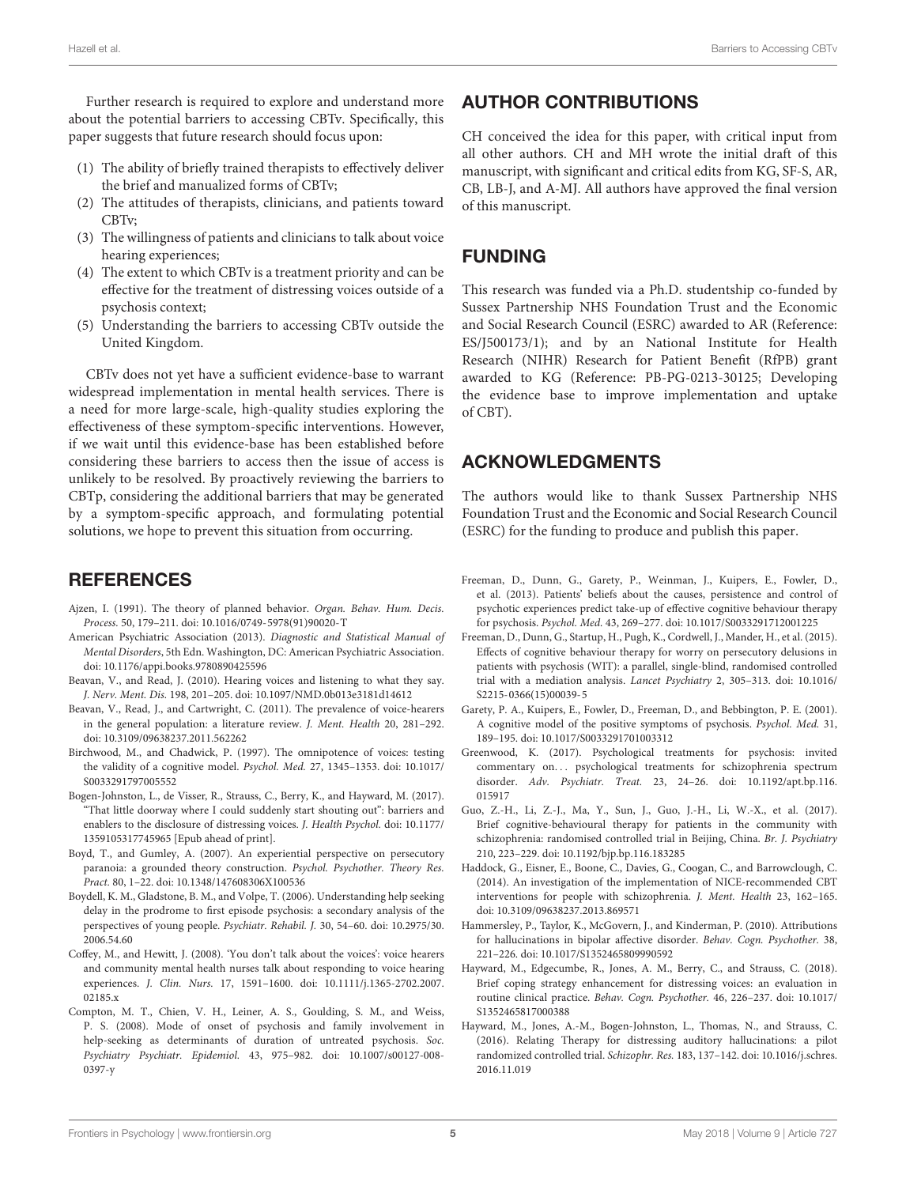Further research is required to explore and understand more about the potential barriers to accessing CBTv. Specifically, this paper suggests that future research should focus upon:

1. The ability of briefly trained therapists to effectively deliver the brief and manualized forms of CBTv;
2. The attitudes of therapists, clinicians, and patients toward CBTv;
3. The willingness of patients and clinicians to talk about voice hearing experiences;
4. The extent to which CBTv is a treatment priority and can be effective for the treatment of distressing voices outside of a psychosis context;
5. Understanding the barriers to accessing CBTv outside the United Kingdom.

CBTv does not yet have a sufficient evidence-base to warrant widespread implementation in mental health services. There is a need for more large-scale, high-quality studies exploring the effectiveness of these symptom-specific interventions. However, if we wait until this evidence-base has been established before considering these barriers to access then the issue of access is unlikely to be resolved. By proactively reviewing the barriers to CBTp, considering the additional barriers that may be generated by a symptom-specific approach, and formulating potential solutions, we hope to prevent this situation from occurring.

## AUTHOR CONTRIBUTIONS

CH conceived the idea for this paper, with critical input from all other authors. CH and MH wrote the initial draft of this manuscript, with significant and critical edits from KG, SF-S, AR, CB, LB-J, and A-MJ. All authors have approved the final version of this manuscript.

## FUNDING

This research was funded via a Ph.D. studentship co-funded by Sussex Partnership NHS Foundation Trust and the Economic and Social Research Council (ESRC) awarded to AR (Reference: ES/J500173/1); and by an National Institute for Health Research (NIHR) Research for Patient Benefit (RfPB) grant awarded to KG (Reference: PB-PG-0213-30125; Developing the evidence base to improve implementation and uptake of CBT).

## ACKNOWLEDGMENTS

The authors would like to thank Sussex Partnership NHS Foundation Trust and the Economic and Social Research Council (ESRC) for the funding to produce and publish this paper.

## REFERENCES

Ajzen, I. (1991). The theory of planned behavior. *Organ. Behav. Hum. Decis. Process.* 50, 179–211. doi: 10.1016/0749-5978(91)90020-T

American Psychiatric Association (2013). *Diagnostic and Statistical Manual of Mental Disorders*, 5th Edn. Washington, DC: American Psychiatric Association. doi: 10.1176/appi.books.9780890425596

Beavan, V., and Read, J. (2010). Hearing voices and listening to what they say. *J. Nerv. Ment. Dis.* 198, 201–205. doi: 10.1097/NMD.0b013e3181d14612

Beavan, V., Read, J., and Cartwright, C. (2011). The prevalence of voice-hearers in the general population: a literature review. *J. Ment. Health* 20, 281–292. doi: 10.3109/09638237.2011.562262

Birchwood, M., and Chadwick, P. (1997). The omnipotence of voices: testing the validity of a cognitive model. *Psychol. Med.* 27, 1345–1353. doi: 10.1017/S0033291797005552

Bogen-Johnston, L., de Visser, R., Strauss, C., Berry, K., and Hayward, M. (2017). "That little doorway where I could suddenly start shouting out": barriers and enablers to the disclosure of distressing voices. *J. Health Psychol.* doi: 10.1177/1359105317745965 [Epub ahead of print].

Boyd, T., and Gumley, A. (2007). An experiential perspective on persecutory paranoia: a grounded theory construction. *Psychol. Psychother. Theory Res. Pract.* 80, 1–22. doi: 10.1348/147608306X100536

Boydell, K. M., Gladstone, B. M., and Volpe, T. (2006). Understanding help seeking delay in the prodrome to first episode psychosis: a secondary analysis of the perspectives of young people. *Psychiatr. Rehabil. J.* 30, 54–60. doi: 10.2975/30.2006.54.60

Coffey, M., and Hewitt, J. (2008). 'You don't talk about the voices': voice hearers and community mental health nurses talk about responding to voice hearing experiences. *J. Clin. Nurs.* 17, 1591–1600. doi: 10.1111/j.1365-2702.2007.02185.x

Compton, M. T., Chien, V. H., Leiner, A. S., Goulding, S. M., and Weiss, P. S. (2008). Mode of onset of psychosis and family involvement in help-seeking as determinants of duration of untreated psychosis. *Soc. Psychiatry Psychiatr. Epidemiol.* 43, 975–982. doi: 10.1007/s00127-008-0397-y

Freeman, D., Dunn, G., Garety, P., Weinman, J., Kuipers, E., Fowler, D., et al. (2013). Patients' beliefs about the causes, persistence and control of psychotic experiences predict take-up of effective cognitive behaviour therapy for psychosis. *Psychol. Med.* 43, 269–277. doi: 10.1017/S0033291712001225

Freeman, D., Dunn, G., Startup, H., Pugh, K., Cordwell, J., Mander, H., et al. (2015). Effects of cognitive behaviour therapy for worry on persecutory delusions in patients with psychosis (WIT): a parallel, single-blind, randomised controlled trial with a mediation analysis. *Lancet Psychiatry* 2, 305–313. doi: 10.1016/S2215-0366(15)00039-5

Garety, P. A., Kuipers, E., Fowler, D., Freeman, D., and Bebbington, P. E. (2001). A cognitive model of the positive symptoms of psychosis. *Psychol. Med.* 31, 189–195. doi: 10.1017/S0033291701003312

Greenwood, K. (2017). Psychological treatments for psychosis: invited commentary on... psychological treatments for schizophrenia spectrum disorder. *Adv. Psychiatr. Treat.* 23, 24–26. doi: 10.1192/apt.bp.116.015917

Guo, Z.-H., Li, Z.-J., Ma, Y., Sun, J., Guo, J.-H., Li, W.-X., et al. (2017). Brief cognitive-behavioural therapy for patients in the community with schizophrenia: randomised controlled trial in Beijing, China. *Br. J. Psychiatry* 210, 223–229. doi: 10.1192/bjp.bp.116.183285

Haddock, G., Eisner, E., Boone, C., Davies, G., Coogan, C., and Barrowclough, C. (2014). An investigation of the implementation of NICE-recommended CBT interventions for people with schizophrenia. *J. Ment. Health* 23, 162–165. doi: 10.3109/09638237.2013.869571

Hammersley, P., Taylor, K., McGovern, J., and Kinderman, P. (2010). Attributions for hallucinations in bipolar affective disorder. *Behav. Cogn. Psychother.* 38, 221–226. doi: 10.1017/S1352465809990592

Hayward, M., Edgecumbe, R., Jones, A. M., Berry, C., and Strauss, C. (2018). Brief coping strategy enhancement for distressing voices: an evaluation in routine clinical practice. *Behav. Cogn. Psychother.* 46, 226–237. doi: 10.1017/S1352465817000388

Hayward, M., Jones, A.-M., Bogen-Johnston, L., Thomas, N., and Strauss, C. (2016). Relating Therapy for distressing auditory hallucinations: a pilot randomized controlled trial. *Schizophr. Res.* 183, 137–142. doi: 10.1016/j.schres.2016.11.019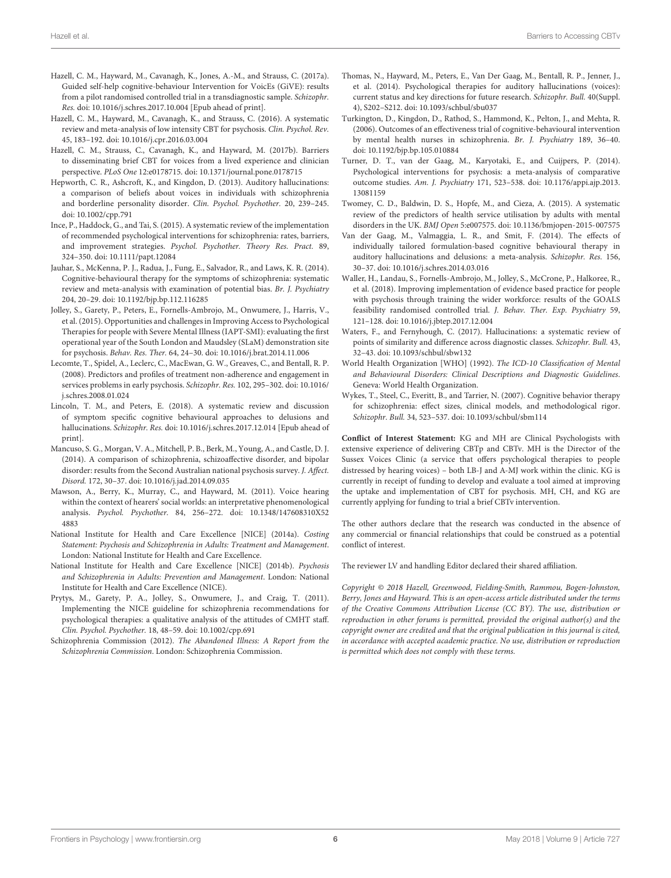Hazell, C. M., Hayward, M., Cavanagh, K., Jones, A.-M., and Strauss, C. (2017a). Guided self-help cognitive-behaviour Intervention for VoicEs (GiVE): results from a pilot randomised controlled trial in a transdiagnostic sample. *Schizophr. Res.* doi: 10.1016/j.schres.2017.10.004 [Epub ahead of print].

Hazell, C. M., Hayward, M., Cavanagh, K., and Strauss, C. (2016). A systematic review and meta-analysis of low intensity CBT for psychosis. *Clin. Psychol. Rev.* 45, 183–192. doi: 10.1016/j.cpr.2016.03.004

Hazell, C. M., Strauss, C., Cavanagh, K., and Hayward, M. (2017b). Barriers to disseminating brief CBT for voices from a lived experience and clinician perspective. *PLoS One* 12:e0178715. doi: 10.1371/journal.pone.0178715

Hepworth, C. R., Ashcroft, K., and Kingdon, D. (2013). Auditory hallucinations: a comparison of beliefs about voices in individuals with schizophrenia and borderline personality disorder. *Clin. Psychol. Psychother.* 20, 239–245. doi: 10.1002/cpp.791

Ince, P., Haddock, G., and Tai, S. (2015). A systematic review of the implementation of recommended psychological interventions for schizophrenia: rates, barriers, and improvement strategies. *Psychol. Psychother. Theory Res. Pract.* 89, 324–350. doi: 10.1111/papt.12084

Jauhar, S., McKenna, P. J., Radua, J., Fung, E., Salvador, R., and Laws, K. R. (2014). Cognitive-behavioural therapy for the symptoms of schizophrenia: systematic review and meta-analysis with examination of potential bias. *Br. J. Psychiatry* 204, 20–29. doi: 10.1192/bjp.bp.112.116285

Jolley, S., Garety, P., Peters, E., Fornells-Ambrojo, M., Onwumere, J., Harris, V., et al. (2015). Opportunities and challenges in Improving Access to Psychological Therapies for people with Severe Mental Illness (IAPT-SMI): evaluating the first operational year of the South London and Maudsley (SLaM) demonstration site for psychosis. *Behav. Res. Ther.* 64, 24–30. doi: 10.1016/j.brat.2014.11.006

Lecomte, T., Spidel, A., Leclerc, C., MacEwan, G. W., Greaves, C., and Bentall, R. P. (2008). Predictors and profiles of treatment non-adherence and engagement in services problems in early psychosis. *Schizophr. Res.* 102, 295–302. doi: 10.1016/j.schres.2008.01.024

Lincoln, T. M., and Peters, E. (2018). A systematic review and discussion of symptom specific cognitive behavioural approaches to delusions and hallucinations. *Schizophr. Res.* doi: 10.1016/j.schres.2017.12.014 [Epub ahead of print].

Mancuso, S. G., Morgan, V. A., Mitchell, P. B., Berk, M., Young, A., and Castle, D. J. (2014). A comparison of schizophrenia, schizoaffective disorder, and bipolar disorder: results from the Second Australian national psychosis survey. *J. Affect. Disord.* 172, 30–37. doi: 10.1016/j.jad.2014.09.035

Mawson, A., Berry, K., Murray, C., and Hayward, M. (2011). Voice hearing within the context of hearers' social worlds: an interpretative phenomenological analysis. *Psychol. Psychother.* 84, 256–272. doi: 10.1348/147608310X524883

National Institute for Health and Care Excellence [NICE] (2014a). *Costing Statement: Psychosis and Schizophrenia in Adults: Treatment and Management*. London: National Institute for Health and Care Excellence.

National Institute for Health and Care Excellence [NICE] (2014b). *Psychosis and Schizophrenia in Adults: Prevention and Management*. London: National Institute for Health and Care Excellence (NICE).

Prytys, M., Garety, P. A., Jolley, S., Onwumere, J., and Craig, T. (2011). Implementing the NICE guideline for schizophrenia recommendations for psychological therapies: a qualitative analysis of the attitudes of CMHT staff. *Clin. Psychol. Psychother.* 18, 48–59. doi: 10.1002/cpp.691

Schizophrenia Commission (2012). *The Abandoned Illness: A Report from the Schizophrenia Commission*. London: Schizophrenia Commission.

Thomas, N., Hayward, M., Peters, E., Van Der Gaag, M., Bentall, R. P., Jenner, J., et al. (2014). Psychological therapies for auditory hallucinations (voices): current status and key directions for future research. *Schizophr. Bull.* 40(Suppl. 4), S202–S212. doi: 10.1093/schbul/sbu037

Turkington, D., Kingdon, D., Rathod, S., Hammond, K., Pelton, J., and Mehta, R. (2006). Outcomes of an effectiveness trial of cognitive-behavioural intervention by mental health nurses in schizophrenia. *Br. J. Psychiatry* 189, 36–40. doi: 10.1192/bjp.bp.105.010884

Turner, D. T., van der Gaag, M., Karyotaki, E., and Cuijpers, P. (2014). Psychological interventions for psychosis: a meta-analysis of comparative outcome studies. *Am. J. Psychiatry* 171, 523–538. doi: 10.1176/appi.ajp.2013.13081159

Twomey, C. D., Baldwin, D. S., Hopfe, M., and Cieza, A. (2015). A systematic review of the predictors of health service utilisation by adults with mental disorders in the UK. *BMJ Open* 5:e007575. doi: 10.1136/bmjopen-2015-007575

Van der Gaag, M., Valmaggia, L. R., and Smit, F. (2014). The effects of individually tailored formulation-based cognitive behavioural therapy in auditory hallucinations and delusions: a meta-analysis. *Schizophr. Res.* 156, 30–37. doi: 10.1016/j.schres.2014.03.016

Waller, H., Landau, S., Fornells-Ambrojo, M., Jolley, S., McCrone, P., Halkoree, R., et al. (2018). Improving implementation of evidence based practice for people with psychosis through training the wider workforce: results of the GOALS feasibility randomised controlled trial. *J. Behav. Ther. Exp. Psychiatry* 59, 121–128. doi: 10.1016/j.jbtep.2017.12.004

Waters, F., and Fernyhough, C. (2017). Hallucinations: a systematic review of points of similarity and difference across diagnostic classes. *Schizophr. Bull.* 43, 32–43. doi: 10.1093/schbul/sbw132

World Health Organization [WHO] (1992). *The ICD-10 Classification of Mental and Behavioural Disorders: Clinical Descriptions and Diagnostic Guidelines*. Geneva: World Health Organization.

Wykes, T., Steel, C., Everitt, B., and Tarrier, N. (2007). Cognitive behavior therapy for schizophrenia: effect sizes, clinical models, and methodological rigor. *Schizophr. Bull.* 34, 523–537. doi: 10.1093/schbul/sbm114

**Conflict of Interest Statement:** KG and MH are Clinical Psychologists with extensive experience of delivering CBTp and CBTv. MH is the Director of the Sussex Voices Clinic (a service that offers psychological therapies to people distressed by hearing voices) – both LB-J and A-MJ work within the clinic. KG is currently in receipt of funding to develop and evaluate a tool aimed at improving the uptake and implementation of CBT for psychosis. MH, CH, and KG are currently applying for funding to trial a brief CBTv intervention.

The other authors declare that the research was conducted in the absence of any commercial or financial relationships that could be construed as a potential conflict of interest.

The reviewer LV and handling Editor declared their shared affiliation.

*Copyright © 2018 Hazell, Greenwood, Fielding-Smith, Rammou, Bogen-Johnston, Berry, Jones and Hayward. This is an open-access article distributed under the terms of the Creative Commons Attribution License (CC BY). The use, distribution or reproduction in other forums is permitted, provided the original author(s) and the copyright owner are credited and that the original publication in this journal is cited, in accordance with accepted academic practice. No use, distribution or reproduction is permitted which does not comply with these terms.*